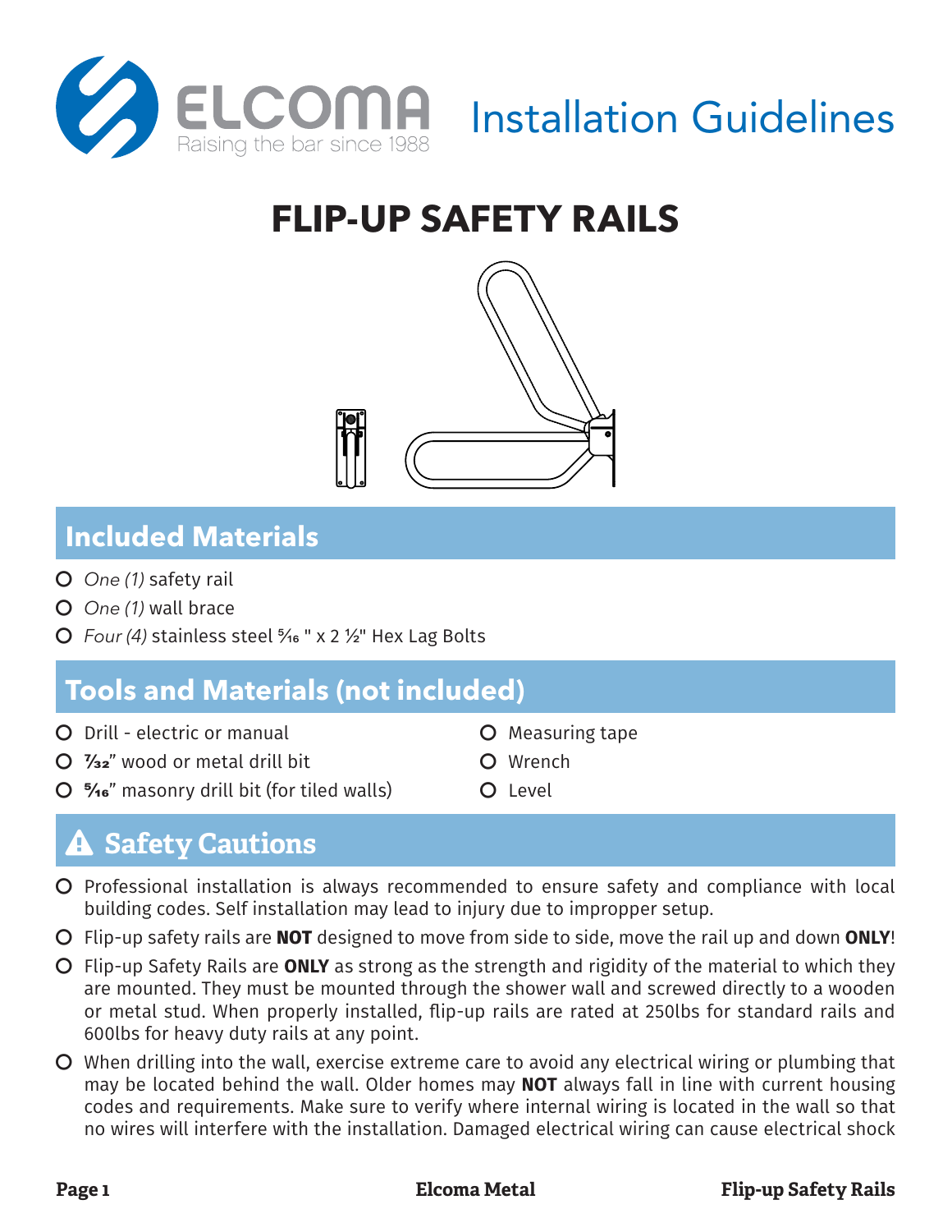ELCOMA
Raising the bar since 1988

Installation Guidelines

# FLIP-UP SAFETY RAILS

## Included Materials

- *One (1)* safety rail
- *One (1)* wall brace
- *Four (4)* stainless steel ⁵⁄₁₆ " x 2 ½" Hex Lag Bolts

## Tools and Materials (not included)

- Drill - electric or manual
- ⁷⁄₃₂" wood or metal drill bit
- ⁵⁄₁₆" masonry drill bit (for tiled walls)
- Measuring tape
- Wrench
- Level

## ⚠ Safety Cautions

- Professional installation is always recommended to ensure safety and compliance with local building codes. Self installation may lead to injury due to improper setup.
- Flip-up safety rails are **NOT** designed to move from side to side, move the rail up and down **ONLY**!
- Flip-up Safety Rails are **ONLY** as strong as the strength and rigidity of the material to which they are mounted. They must be mounted through the shower wall and screwed directly to a wooden or metal stud. When properly installed, flip-up rails are rated at 250lbs for standard rails and 600lbs for heavy duty rails at any point.
- When drilling into the wall, exercise extreme care to avoid any electrical wiring or plumbing that may be located behind the wall. Older homes may **NOT** always fall in line with current housing codes and requirements. Make sure to verify where internal wiring is located in the wall so that no wires will interfere with the installation. Damaged electrical wiring can cause electrical shock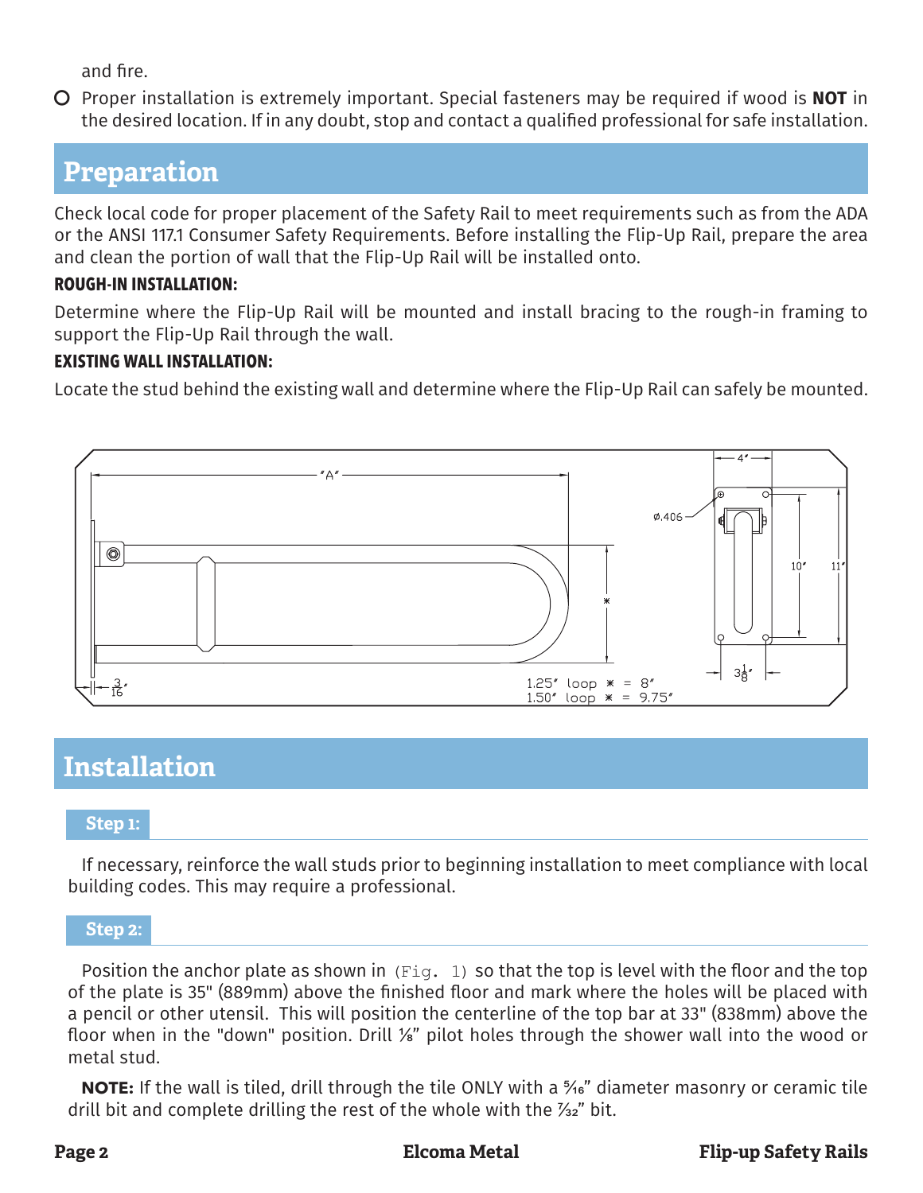and fire.

- Proper installation is extremely important. Special fasteners may be required if wood is **NOT** in the desired location. If in any doubt, stop and contact a qualified professional for safe installation.

## Preparation

Check local code for proper placement of the Safety Rail to meet requirements such as from the ADA or the ANSI 117.1 Consumer Safety Requirements. Before installing the Flip-Up Rail, prepare the area and clean the portion of wall that the Flip-Up Rail will be installed onto.

**ROUGH-IN INSTALLATION:**

Determine where the Flip-Up Rail will be mounted and install bracing to the rough-in framing to support the Flip-Up Rail through the wall.

**EXISTING WALL INSTALLATION:**

Locate the stud behind the existing wall and determine where the Flip-Up Rail can safely be mounted.

"A"

Ø.406

4"

10"

11"

*

$3\frac{1}{8}$"

$\frac{3}{16}$"

1.25" loop * = 8"
1.50" loop * = 9.75"

## Installation

### Step 1:

If necessary, reinforce the wall studs prior to beginning installation to meet compliance with local building codes. This may require a professional.

### Step 2:

Position the anchor plate as shown in `(Fig. 1)` so that the top is level with the floor and the top of the plate is 35" (889mm) above the finished floor and mark where the holes will be placed with a pencil or other utensil. This will position the centerline of the top bar at 33" (838mm) above the floor when in the "down" position. Drill ⅛" pilot holes through the shower wall into the wood or metal stud.

**NOTE:** If the wall is tiled, drill through the tile ONLY with a 5⁄16" diameter masonry or ceramic tile drill bit and complete drilling the rest of the whole with the 7⁄32" bit.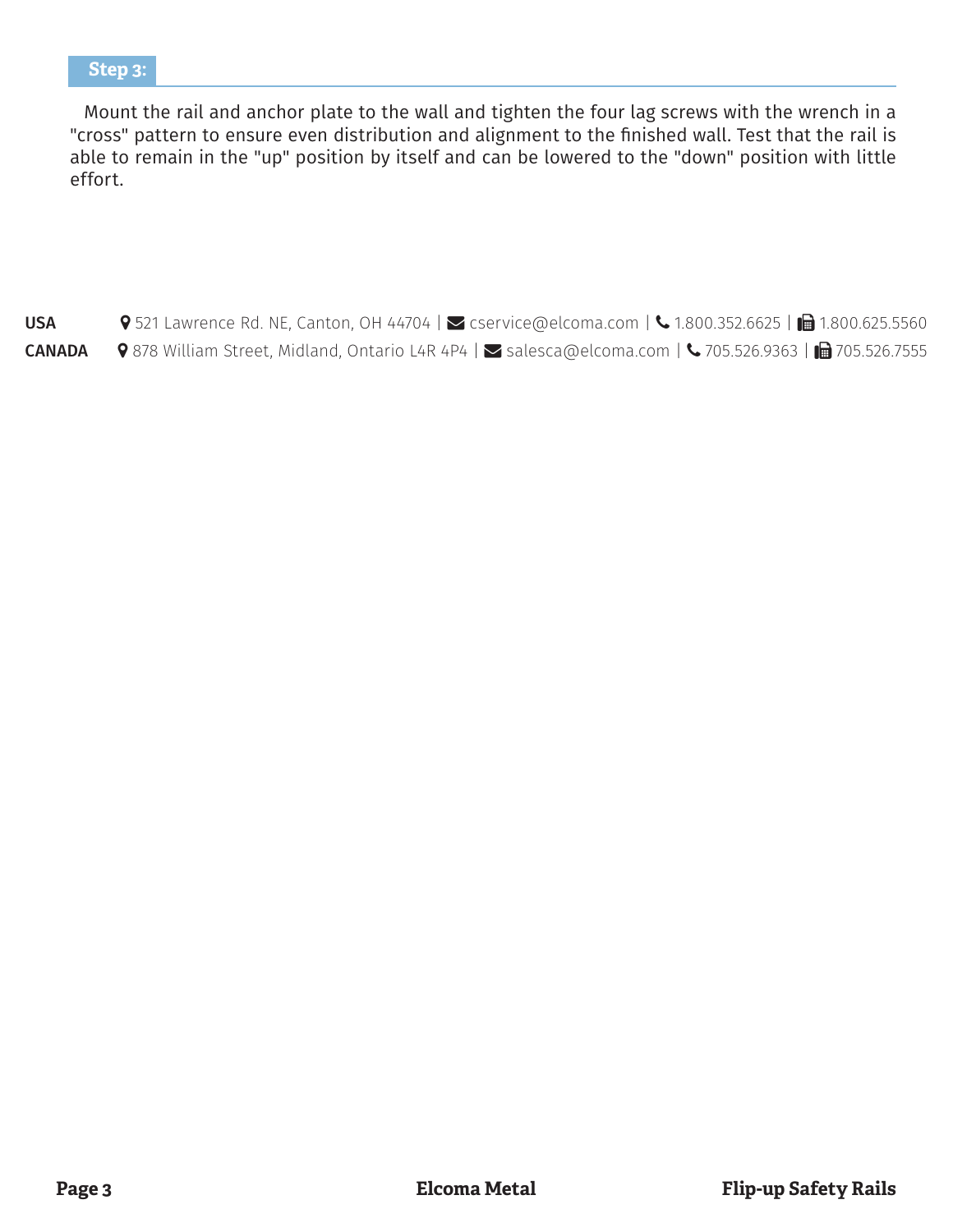## Step 3:

Mount the rail and anchor plate to the wall and tighten the four lag screws with the wrench in a "cross" pattern to ensure even distribution and alignment to the finished wall. Test that the rail is able to remain in the "up" position by itself and can be lowered to the "down" position with little effort.

**USA** 521 Lawrence Rd. NE, Canton, OH 44704 | cservice@elcoma.com | 1.800.352.6625 | 1.800.625.5560

**CANADA** 878 William Street, Midland, Ontario L4R 4P4 | salesca@elcoma.com | 705.526.9363 | 705.526.7555